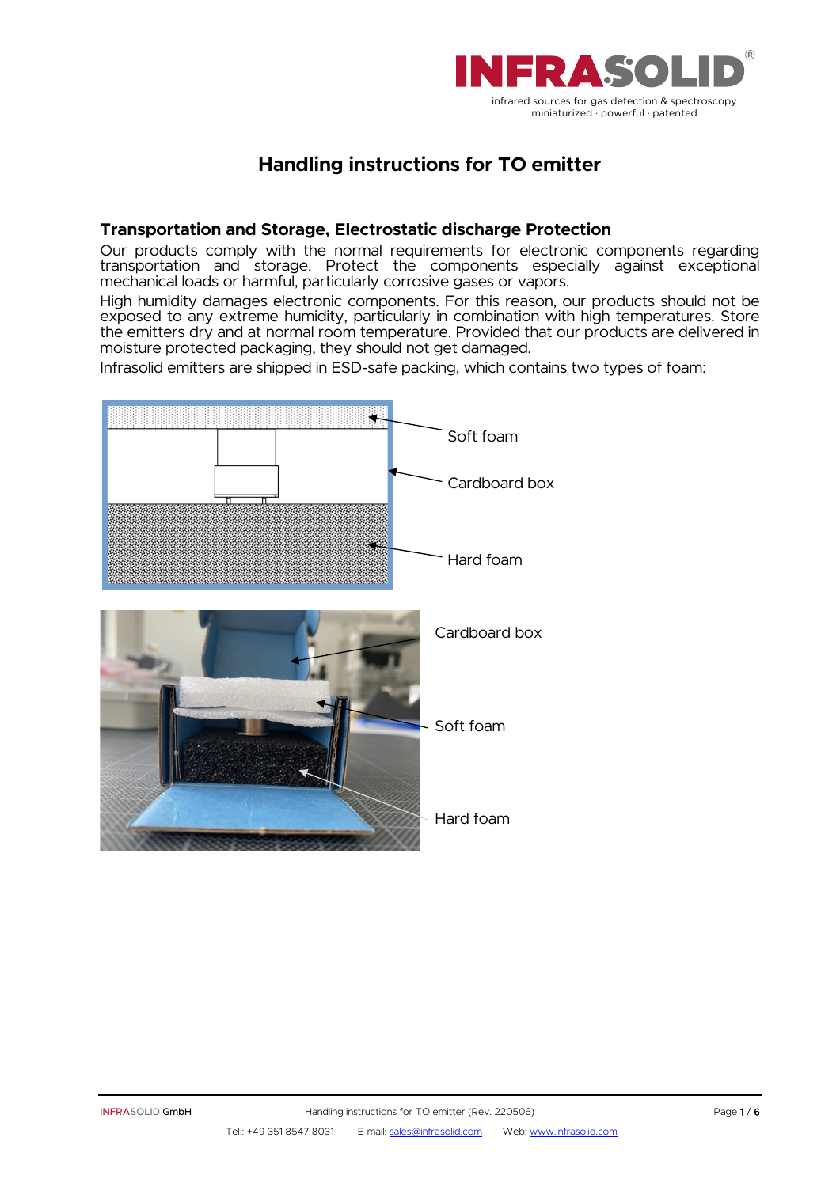# Handling instructions for TO emitter

## Transportation and Storage, Electrostatic discharge Protection

Our products comply with the normal requirements for electronic components regarding transportation and storage. Protect the components especially against exceptional mechanical loads or harmful, particularly corrosive gases or vapors.

High humidity damages electronic components. For this reason, our products should not be exposed to any extreme humidity, particularly in combination with high temperatures. Store the emitters dry and at normal room temperature. Provided that our products are delivered in moisture protected packaging, they should not get damaged.

Infrasolid emitters are shipped in ESD-safe packing, which contains two types of foam:

Soft foam

Cardboard box

Hard foam

Cardboard box

Soft foam

Hard foam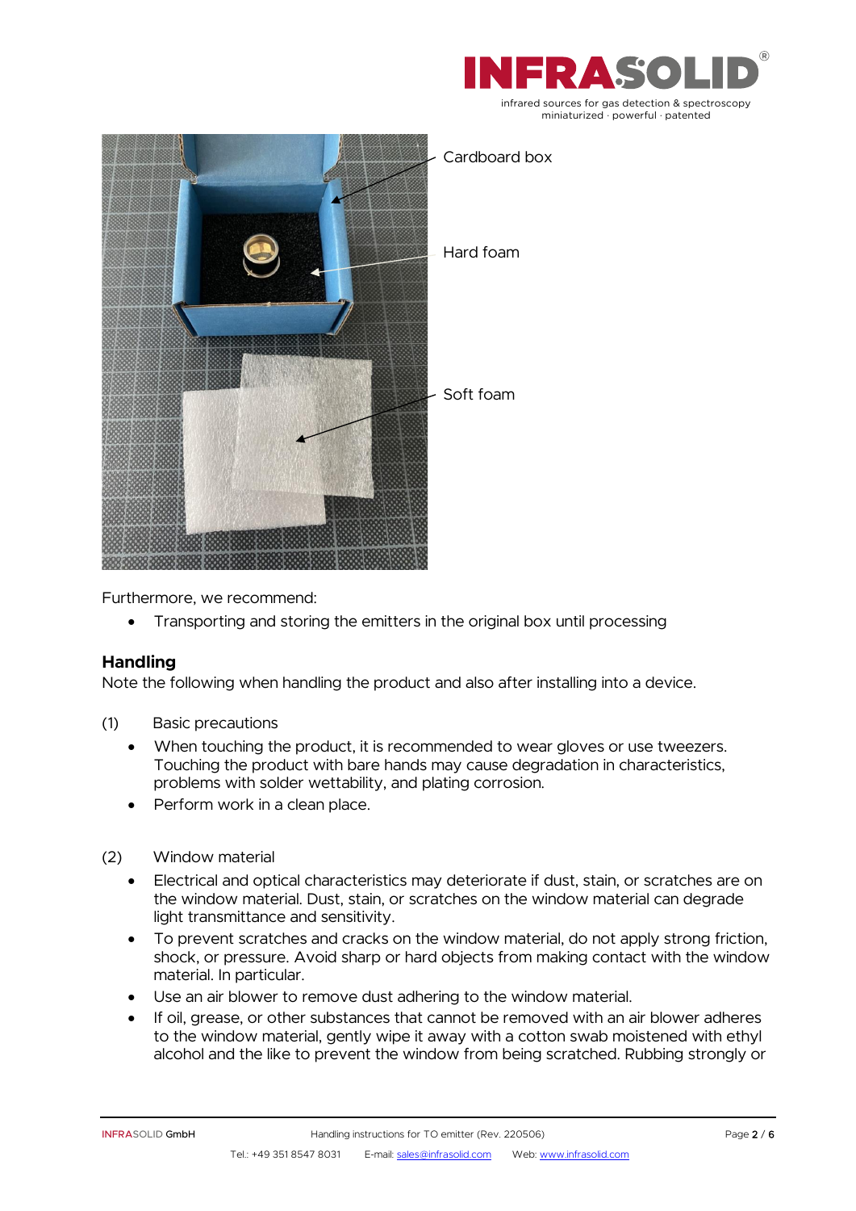Cardboard box

Hard foam

Soft foam

Furthermore, we recommend:

- Transporting and storing the emitters in the original box until processing

## Handling

Note the following when handling the product and also after installing into a device.

(1) Basic precautions

- When touching the product, it is recommended to wear gloves or use tweezers. Touching the product with bare hands may cause degradation in characteristics, problems with solder wettability, and plating corrosion.
- Perform work in a clean place.

(2) Window material

- Electrical and optical characteristics may deteriorate if dust, stain, or scratches are on the window material. Dust, stain, or scratches on the window material can degrade light transmittance and sensitivity.
- To prevent scratches and cracks on the window material, do not apply strong friction, shock, or pressure. Avoid sharp or hard objects from making contact with the window material. In particular.
- Use an air blower to remove dust adhering to the window material.
- If oil, grease, or other substances that cannot be removed with an air blower adheres to the window material, gently wipe it away with a cotton swab moistened with ethyl alcohol and the like to prevent the window from being scratched. Rubbing strongly or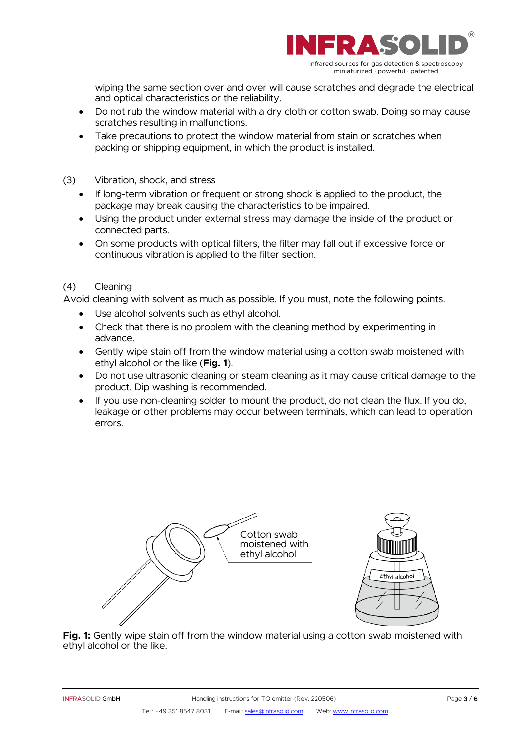wiping the same section over and over will cause scratches and degrade the electrical and optical characteristics or the reliability.

- Do not rub the window material with a dry cloth or cotton swab. Doing so may cause scratches resulting in malfunctions.
- Take precautions to protect the window material from stain or scratches when packing or shipping equipment, in which the product is installed.

(3) Vibration, shock, and stress

- If long-term vibration or frequent or strong shock is applied to the product, the package may break causing the characteristics to be impaired.
- Using the product under external stress may damage the inside of the product or connected parts.
- On some products with optical filters, the filter may fall out if excessive force or continuous vibration is applied to the filter section.

(4) Cleaning

Avoid cleaning with solvent as much as possible. If you must, note the following points.

- Use alcohol solvents such as ethyl alcohol.
- Check that there is no problem with the cleaning method by experimenting in advance.
- Gently wipe stain off from the window material using a cotton swab moistened with ethyl alcohol or the like (**Fig. 1**).
- Do not use ultrasonic cleaning or steam cleaning as it may cause critical damage to the product. Dip washing is recommended.
- If you use non-cleaning solder to mount the product, do not clean the flux. If you do, leakage or other problems may occur between terminals, which can lead to operation errors.

**Fig. 1:** Gently wipe stain off from the window material using a cotton swab moistened with ethyl alcohol or the like.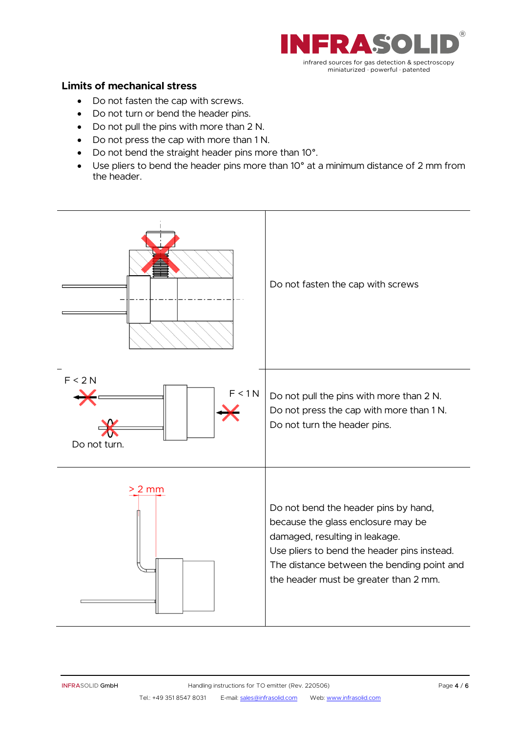## Limits of mechanical stress

- Do not fasten the cap with screws.
- Do not turn or bend the header pins.
- Do not pull the pins with more than 2 N.
- Do not press the cap with more than 1 N.
- Do not bend the straight header pins more than 10°.
- Use pliers to bend the header pins more than 10° at a minimum distance of 2 mm from the header.

| | |
|---|---|
| | Do not fasten the cap with screws |
| F < 2 N; F < 1 N; Do not turn. | Do not pull the pins with more than 2 N.<br>Do not press the cap with more than 1 N.<br>Do not turn the header pins. |
| > 2 mm | Do not bend the header pins by hand, because the glass enclosure may be damaged, resulting in leakage.<br>Use pliers to bend the header pins instead. The distance between the bending point and the header must be greater than 2 mm. |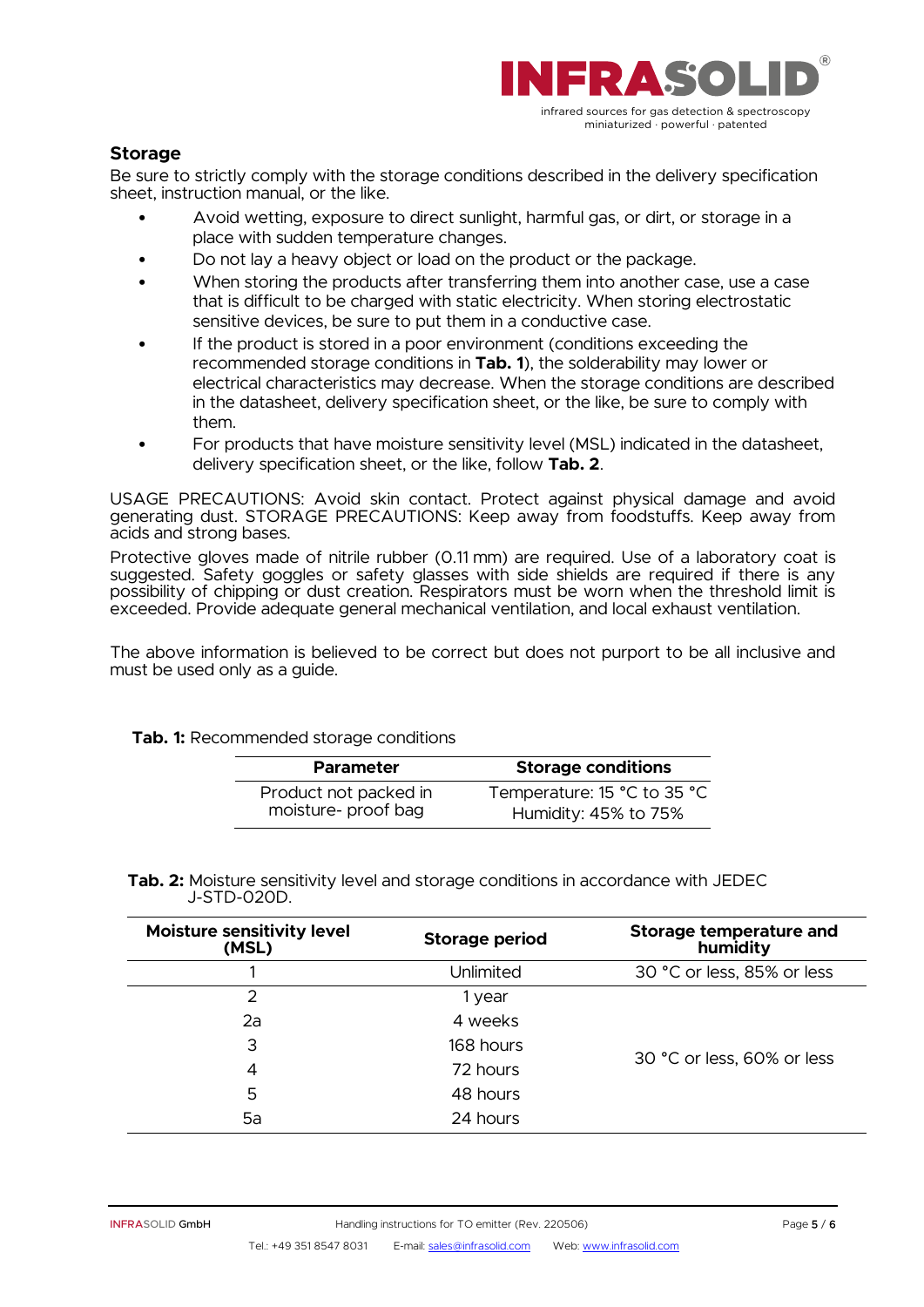## Storage

Be sure to strictly comply with the storage conditions described in the delivery specification sheet, instruction manual, or the like.

- Avoid wetting, exposure to direct sunlight, harmful gas, or dirt, or storage in a place with sudden temperature changes.
- Do not lay a heavy object or load on the product or the package.
- When storing the products after transferring them into another case, use a case that is difficult to be charged with static electricity. When storing electrostatic sensitive devices, be sure to put them in a conductive case.
- If the product is stored in a poor environment (conditions exceeding the recommended storage conditions in **Tab. 1**), the solderability may lower or electrical characteristics may decrease. When the storage conditions are described in the datasheet, delivery specification sheet, or the like, be sure to comply with them.
- For products that have moisture sensitivity level (MSL) indicated in the datasheet, delivery specification sheet, or the like, follow **Tab. 2**.

USAGE PRECAUTIONS: Avoid skin contact. Protect against physical damage and avoid generating dust. STORAGE PRECAUTIONS: Keep away from foodstuffs. Keep away from acids and strong bases.

Protective gloves made of nitrile rubber (0.11 mm) are required. Use of a laboratory coat is suggested. Safety goggles or safety glasses with side shields are required if there is any possibility of chipping or dust creation. Respirators must be worn when the threshold limit is exceeded. Provide adequate general mechanical ventilation, and local exhaust ventilation.

The above information is believed to be correct but does not purport to be all inclusive and must be used only as a guide.

**Tab. 1:** Recommended storage conditions

| Parameter | Storage conditions |
|---|---|
| Product not packed in moisture- proof bag | Temperature: 15 °C to 35 °C<br>Humidity: 45% to 75% |

**Tab. 2:** Moisture sensitivity level and storage conditions in accordance with JEDEC J-STD-020D.

| Moisture sensitivity level (MSL) | Storage period | Storage temperature and humidity |
|---|---|---|
| 1 | Unlimited | 30 °C or less, 85% or less |
| 2 | 1 year | 30 °C or less, 60% or less |
| 2a | 4 weeks | |
| 3 | 168 hours | |
| 4 | 72 hours | |
| 5 | 48 hours | |
| 5a | 24 hours | |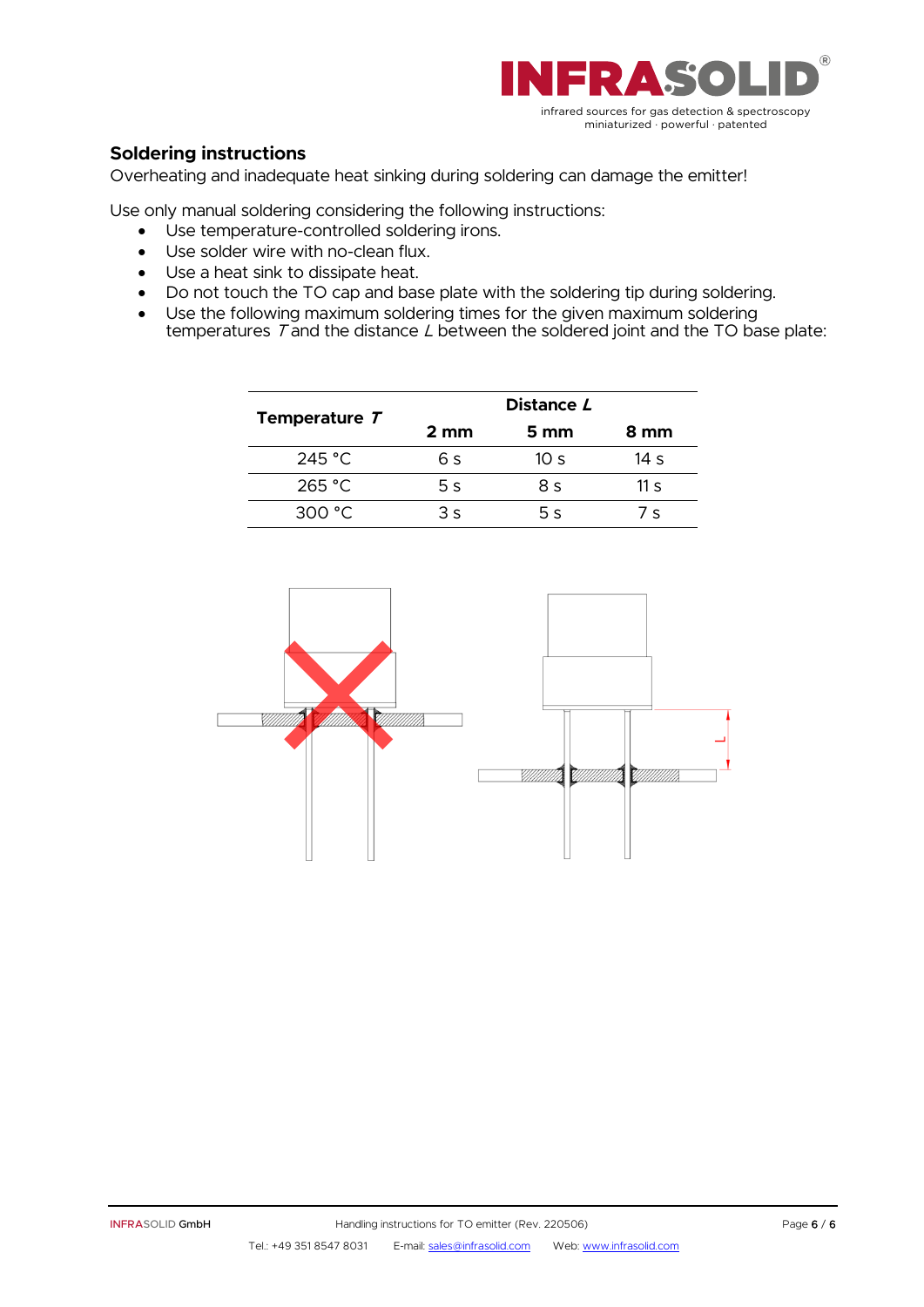## Soldering instructions

Overheating and inadequate heat sinking during soldering can damage the emitter!

Use only manual soldering considering the following instructions:

- Use temperature-controlled soldering irons.
- Use solder wire with no-clean flux.
- Use a heat sink to dissipate heat.
- Do not touch the TO cap and base plate with the soldering tip during soldering.
- Use the following maximum soldering times for the given maximum soldering temperatures *T* and the distance *L* between the soldered joint and the TO base plate:

| **Temperature *T*** | **Distance *L*** | | |
|---|---|---|---|
| | **2 mm** | **5 mm** | **8 mm** |
| 245 °C | 6 s | 10 s | 14 s |
| 265 °C | 5 s | 8 s | 11 s |
| 300 °C | 3 s | 5 s | 7 s |

L